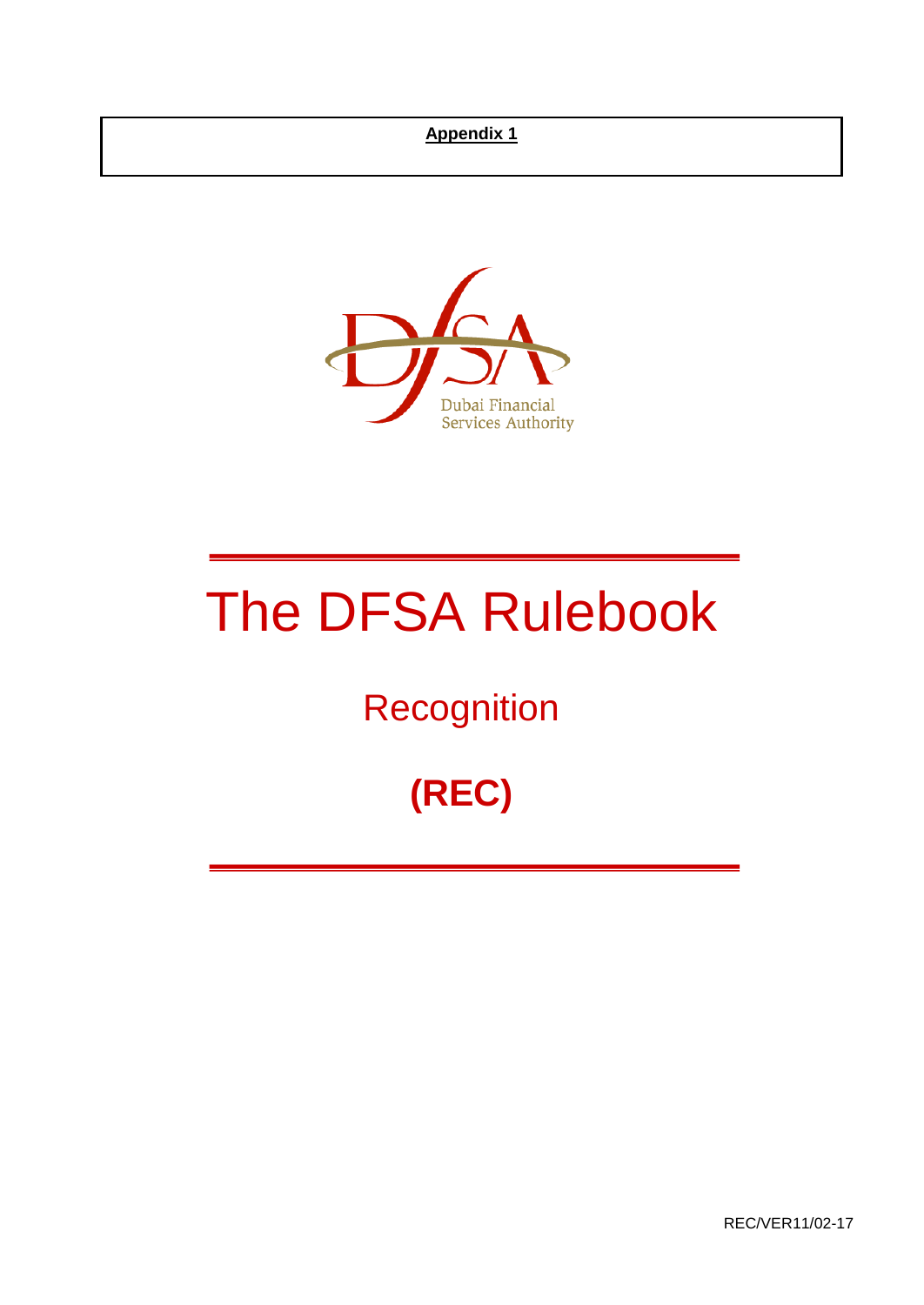**Appendix 1**

Dubai Financial Services Authority

# The DFSA Rulebook

## Recognition

## (REC)

REC/VER11/02-17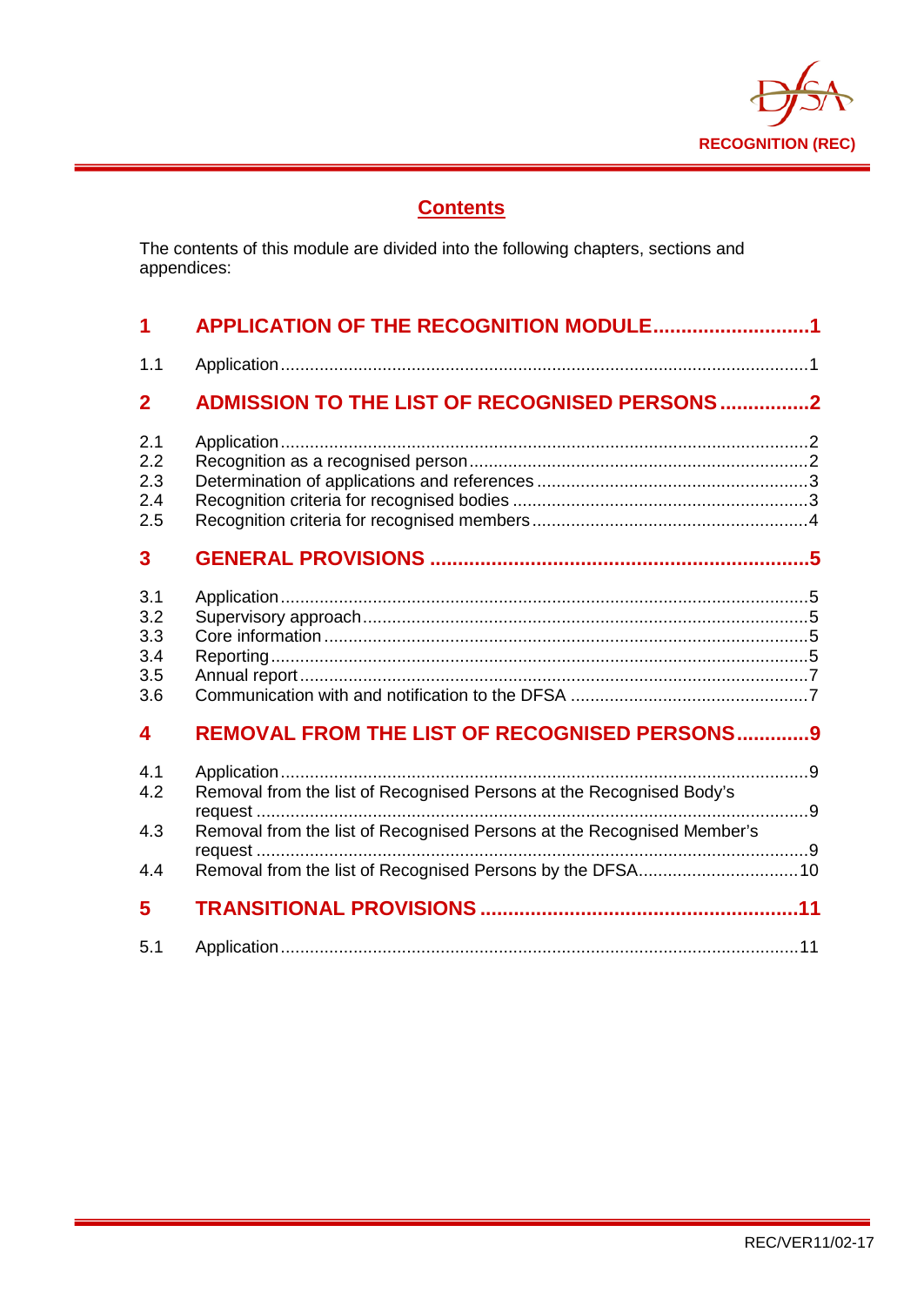## Contents

The contents of this module are divided into the following chapters, sections and appendices:

| | | |
|---|---|---|
| **1** | **APPLICATION OF THE RECOGNITION MODULE** | **1** |
| 1.1 | Application | 1 |
| **2** | **ADMISSION TO THE LIST OF RECOGNISED PERSONS** | **2** |
| 2.1 | Application | 2 |
| 2.2 | Recognition as a recognised person | 2 |
| 2.3 | Determination of applications and references | 3 |
| 2.4 | Recognition criteria for recognised bodies | 3 |
| 2.5 | Recognition criteria for recognised members | 4 |
| **3** | **GENERAL PROVISIONS** | **5** |
| 3.1 | Application | 5 |
| 3.2 | Supervisory approach | 5 |
| 3.3 | Core information | 5 |
| 3.4 | Reporting | 5 |
| 3.5 | Annual report | 7 |
| 3.6 | Communication with and notification to the DFSA | 7 |
| **4** | **REMOVAL FROM THE LIST OF RECOGNISED PERSONS** | **9** |
| 4.1 | Application | 9 |
| 4.2 | Removal from the list of Recognised Persons at the Recognised Body's request | 9 |
| 4.3 | Removal from the list of Recognised Persons at the Recognised Member's request | 9 |
| 4.4 | Removal from the list of Recognised Persons by the DFSA | 10 |
| **5** | **TRANSITIONAL PROVISIONS** | **11** |
| 5.1 | Application | 11 |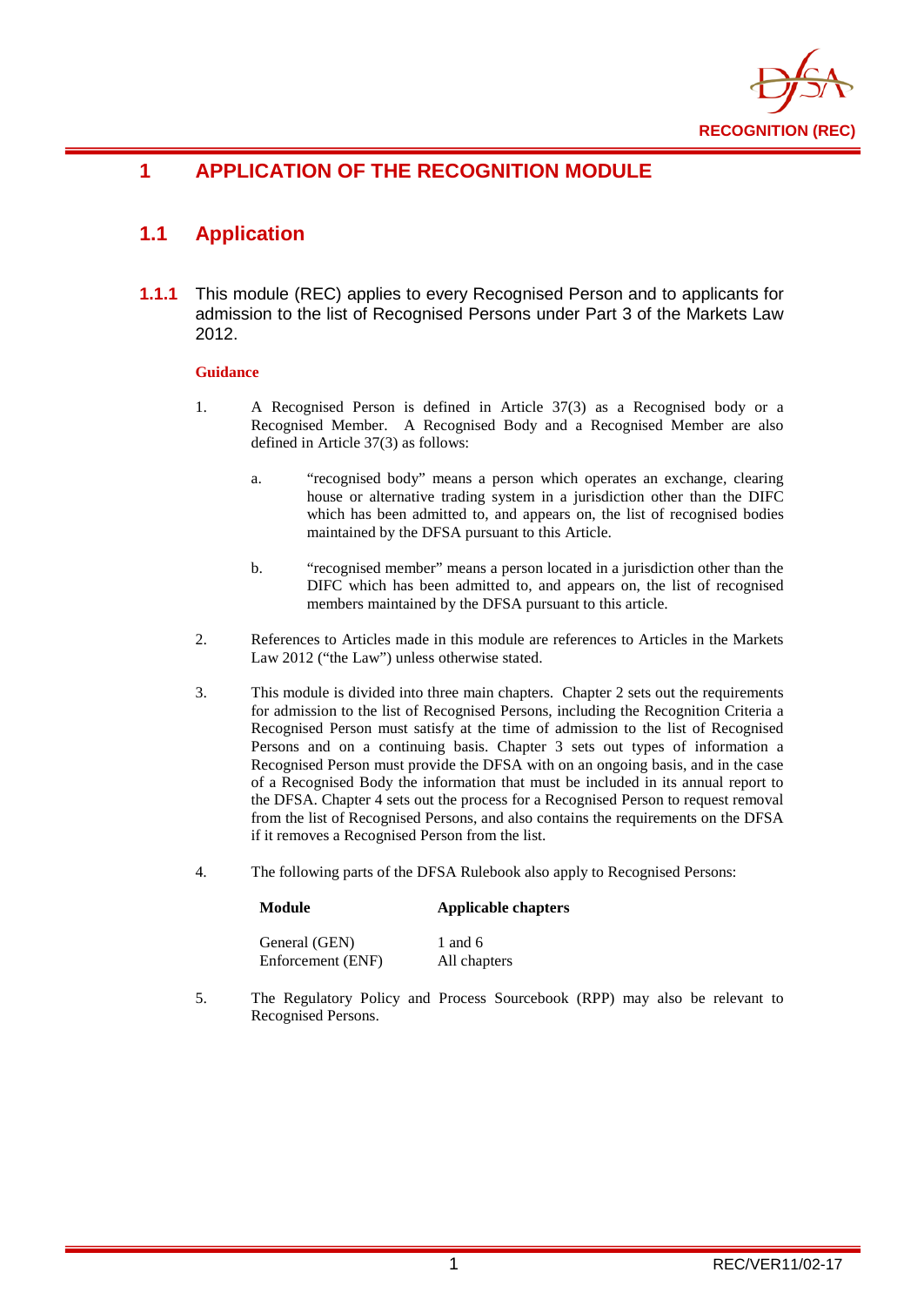# 1 APPLICATION OF THE RECOGNITION MODULE

## 1.1 Application

**1.1.1** This module (REC) applies to every Recognised Person and to applicants for admission to the list of Recognised Persons under Part 3 of the Markets Law 2012.

**Guidance**

1. A Recognised Person is defined in Article 37(3) as a Recognised body or a Recognised Member. A Recognised Body and a Recognised Member are also defined in Article 37(3) as follows:

    a. "recognised body" means a person which operates an exchange, clearing house or alternative trading system in a jurisdiction other than the DIFC which has been admitted to, and appears on, the list of recognised bodies maintained by the DFSA pursuant to this Article.

    b. "recognised member" means a person located in a jurisdiction other than the DIFC which has been admitted to, and appears on, the list of recognised members maintained by the DFSA pursuant to this article.

2. References to Articles made in this module are references to Articles in the Markets Law 2012 ("the Law") unless otherwise stated.

3. This module is divided into three main chapters. Chapter 2 sets out the requirements for admission to the list of Recognised Persons, including the Recognition Criteria a Recognised Person must satisfy at the time of admission to the list of Recognised Persons and on a continuing basis. Chapter 3 sets out types of information a Recognised Person must provide the DFSA with on an ongoing basis, and in the case of a Recognised Body the information that must be included in its annual report to the DFSA. Chapter 4 sets out the process for a Recognised Person to request removal from the list of Recognised Persons, and also contains the requirements on the DFSA if it removes a Recognised Person from the list.

4. The following parts of the DFSA Rulebook also apply to Recognised Persons:

| Module | Applicable chapters |
|---|---|
| General (GEN) | 1 and 6 |
| Enforcement (ENF) | All chapters |

5. The Regulatory Policy and Process Sourcebook (RPP) may also be relevant to Recognised Persons.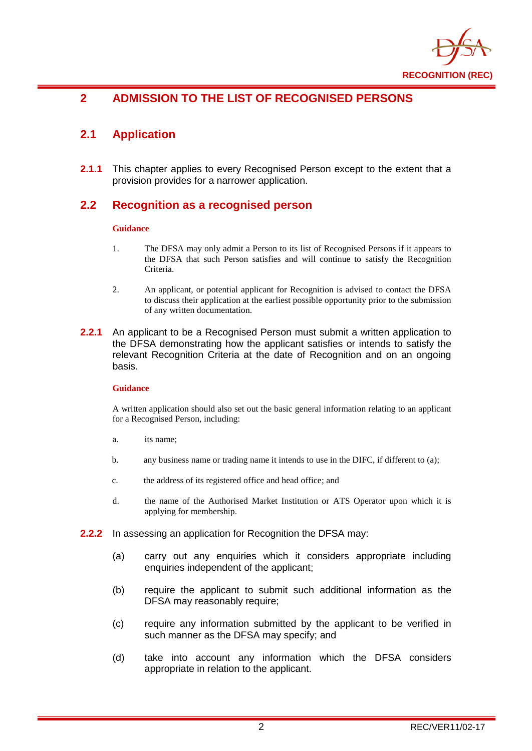## 2 ADMISSION TO THE LIST OF RECOGNISED PERSONS

### 2.1 Application

**2.1.1** This chapter applies to every Recognised Person except to the extent that a provision provides for a narrower application.

### 2.2 Recognition as a recognised person

**Guidance**

1. The DFSA may only admit a Person to its list of Recognised Persons if it appears to the DFSA that such Person satisfies and will continue to satisfy the Recognition Criteria.

2. An applicant, or potential applicant for Recognition is advised to contact the DFSA to discuss their application at the earliest possible opportunity prior to the submission of any written documentation.

**2.2.1** An applicant to be a Recognised Person must submit a written application to the DFSA demonstrating how the applicant satisfies or intends to satisfy the relevant Recognition Criteria at the date of Recognition and on an ongoing basis.

**Guidance**

A written application should also set out the basic general information relating to an applicant for a Recognised Person, including:

a. its name;

b. any business name or trading name it intends to use in the DIFC, if different to (a);

c. the address of its registered office and head office; and

d. the name of the Authorised Market Institution or ATS Operator upon which it is applying for membership.

**2.2.2** In assessing an application for Recognition the DFSA may:

(a) carry out any enquiries which it considers appropriate including enquiries independent of the applicant;

(b) require the applicant to submit such additional information as the DFSA may reasonably require;

(c) require any information submitted by the applicant to be verified in such manner as the DFSA may specify; and

(d) take into account any information which the DFSA considers appropriate in relation to the applicant.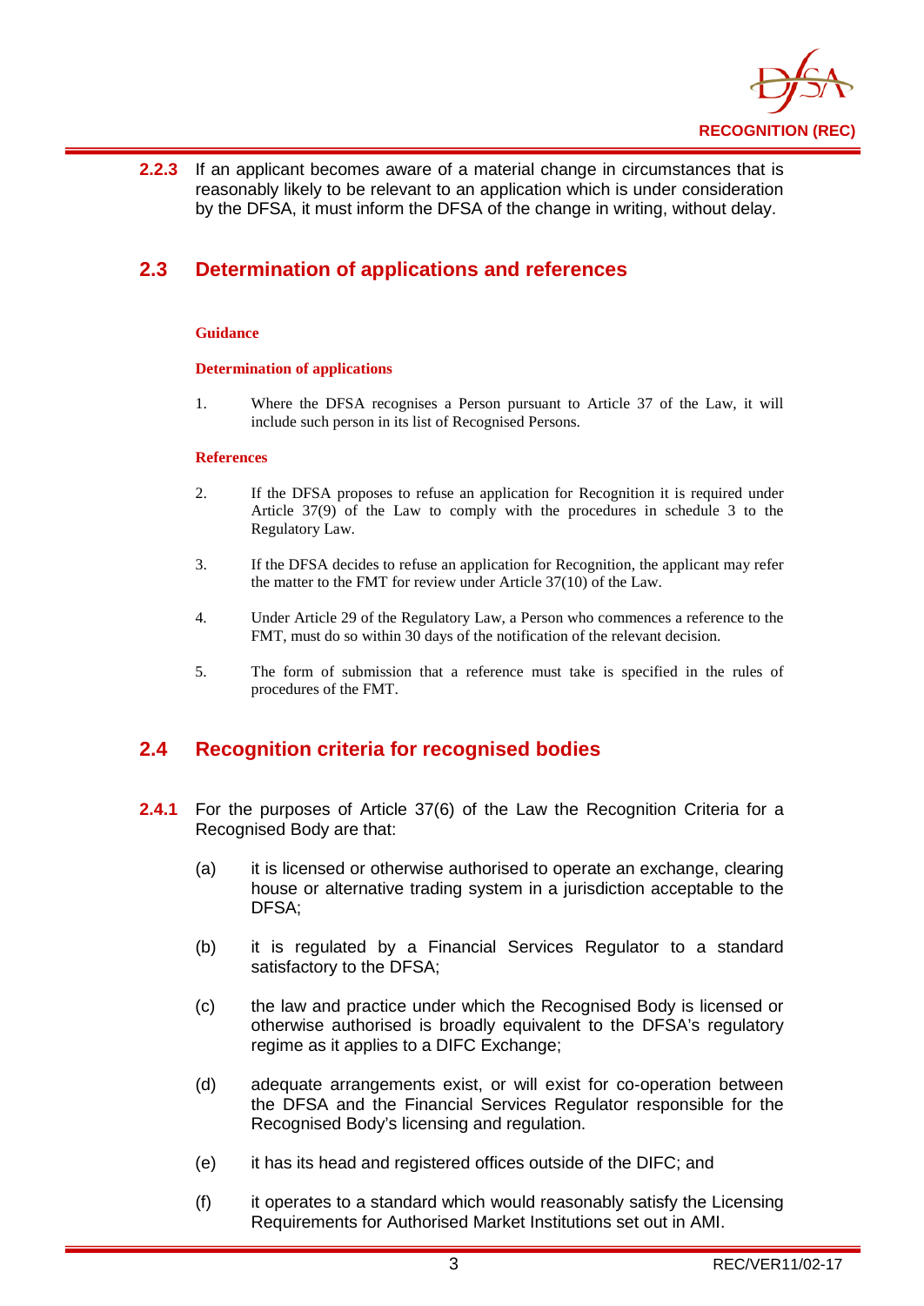**2.2.3** If an applicant becomes aware of a material change in circumstances that is reasonably likely to be relevant to an application which is under consideration by the DFSA, it must inform the DFSA of the change in writing, without delay.

## 2.3 Determination of applications and references

**Guidance**

**Determination of applications**

1. Where the DFSA recognises a Person pursuant to Article 37 of the Law, it will include such person in its list of Recognised Persons.

**References**

2. If the DFSA proposes to refuse an application for Recognition it is required under Article 37(9) of the Law to comply with the procedures in schedule 3 to the Regulatory Law.

3. If the DFSA decides to refuse an application for Recognition, the applicant may refer the matter to the FMT for review under Article 37(10) of the Law.

4. Under Article 29 of the Regulatory Law, a Person who commences a reference to the FMT, must do so within 30 days of the notification of the relevant decision.

5. The form of submission that a reference must take is specified in the rules of procedures of the FMT.

## 2.4 Recognition criteria for recognised bodies

**2.4.1** For the purposes of Article 37(6) of the Law the Recognition Criteria for a Recognised Body are that:

(a) it is licensed or otherwise authorised to operate an exchange, clearing house or alternative trading system in a jurisdiction acceptable to the DFSA;

(b) it is regulated by a Financial Services Regulator to a standard satisfactory to the DFSA;

(c) the law and practice under which the Recognised Body is licensed or otherwise authorised is broadly equivalent to the DFSA's regulatory regime as it applies to a DIFC Exchange;

(d) adequate arrangements exist, or will exist for co-operation between the DFSA and the Financial Services Regulator responsible for the Recognised Body's licensing and regulation.

(e) it has its head and registered offices outside of the DIFC; and

(f) it operates to a standard which would reasonably satisfy the Licensing Requirements for Authorised Market Institutions set out in AMI.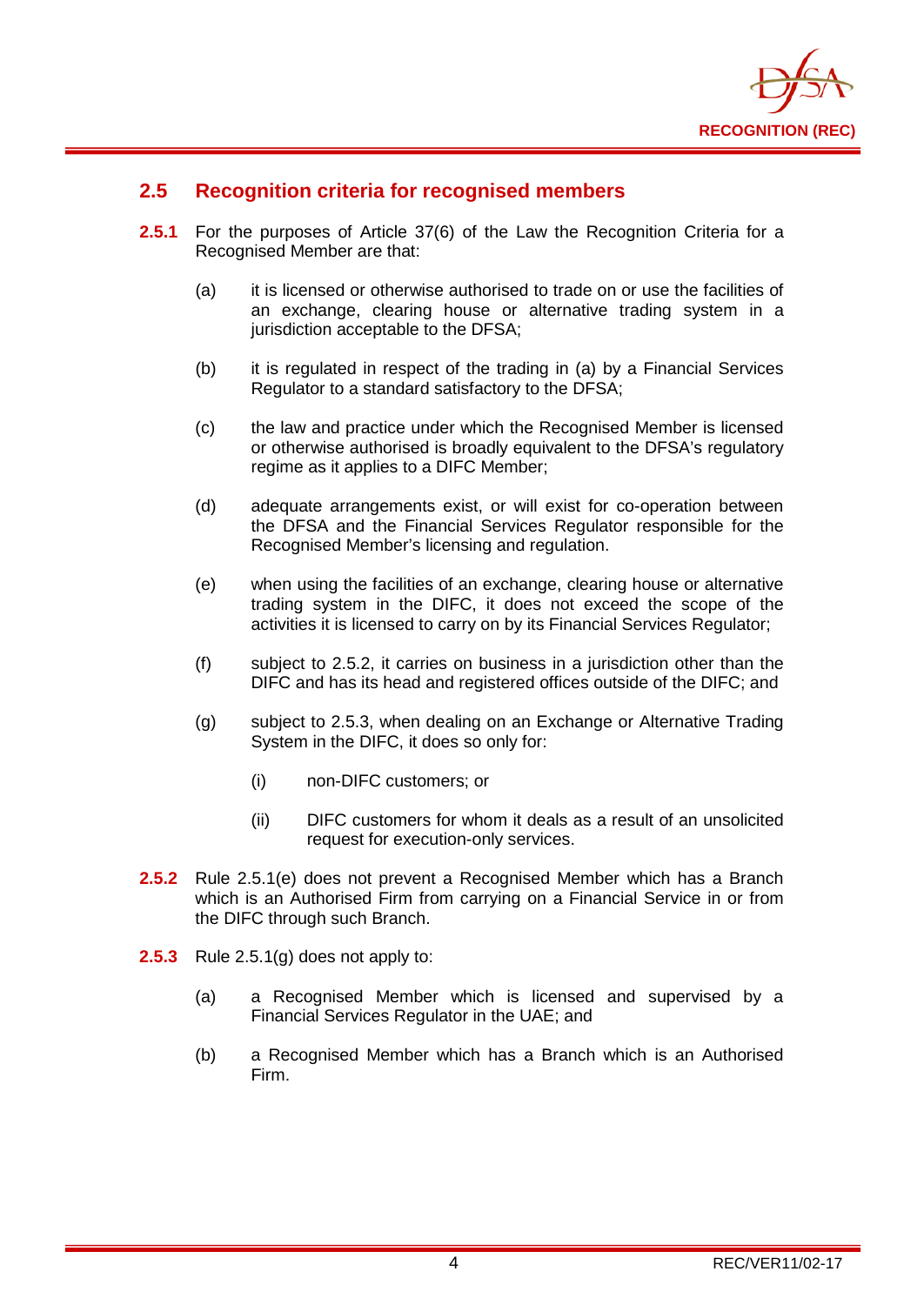## 2.5 Recognition criteria for recognised members

**2.5.1** For the purposes of Article 37(6) of the Law the Recognition Criteria for a Recognised Member are that:

(a) it is licensed or otherwise authorised to trade on or use the facilities of an exchange, clearing house or alternative trading system in a jurisdiction acceptable to the DFSA;

(b) it is regulated in respect of the trading in (a) by a Financial Services Regulator to a standard satisfactory to the DFSA;

(c) the law and practice under which the Recognised Member is licensed or otherwise authorised is broadly equivalent to the DFSA's regulatory regime as it applies to a DIFC Member;

(d) adequate arrangements exist, or will exist for co-operation between the DFSA and the Financial Services Regulator responsible for the Recognised Member's licensing and regulation.

(e) when using the facilities of an exchange, clearing house or alternative trading system in the DIFC, it does not exceed the scope of the activities it is licensed to carry on by its Financial Services Regulator;

(f) subject to 2.5.2, it carries on business in a jurisdiction other than the DIFC and has its head and registered offices outside of the DIFC; and

(g) subject to 2.5.3, when dealing on an Exchange or Alternative Trading System in the DIFC, it does so only for:

(i) non-DIFC customers; or

(ii) DIFC customers for whom it deals as a result of an unsolicited request for execution-only services.

**2.5.2** Rule 2.5.1(e) does not prevent a Recognised Member which has a Branch which is an Authorised Firm from carrying on a Financial Service in or from the DIFC through such Branch.

**2.5.3** Rule 2.5.1(g) does not apply to:

(a) a Recognised Member which is licensed and supervised by a Financial Services Regulator in the UAE; and

(b) a Recognised Member which has a Branch which is an Authorised Firm.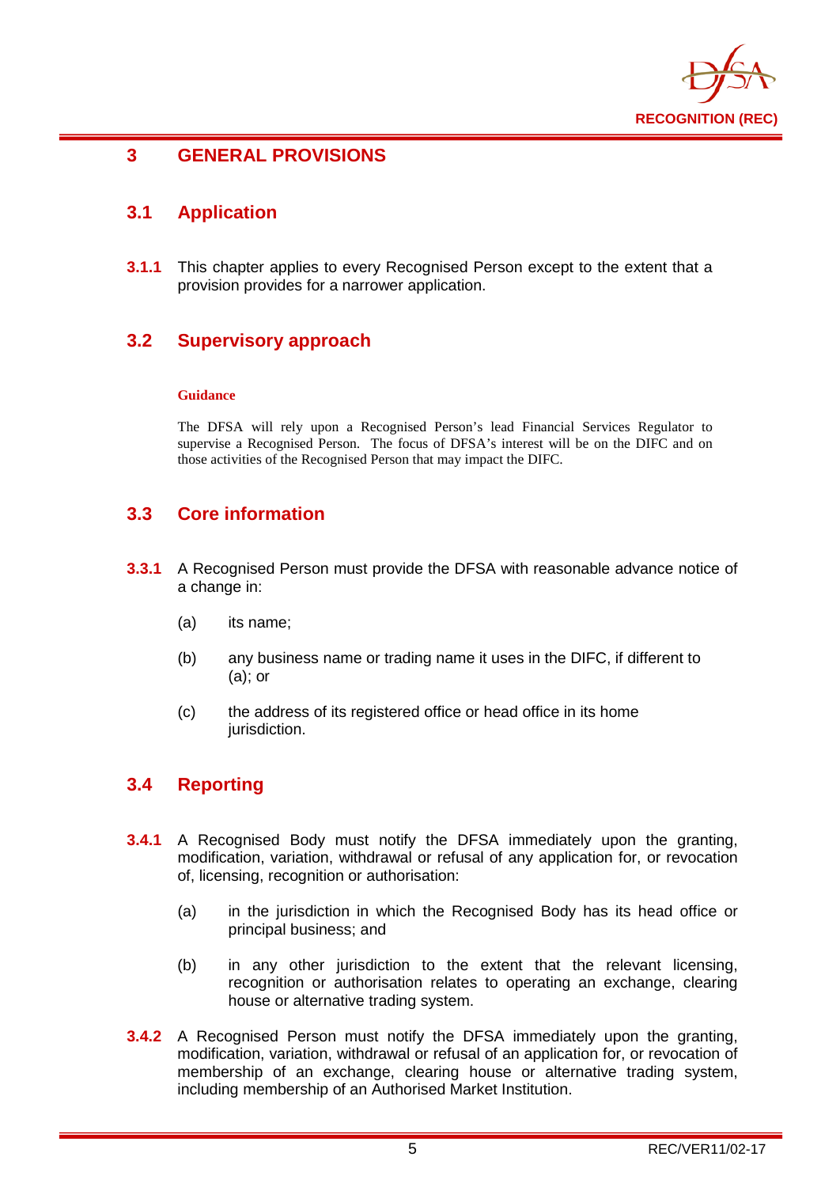# 3 GENERAL PROVISIONS

## 3.1 Application

**3.1.1** This chapter applies to every Recognised Person except to the extent that a provision provides for a narrower application.

## 3.2 Supervisory approach

**Guidance**

The DFSA will rely upon a Recognised Person's lead Financial Services Regulator to supervise a Recognised Person. The focus of DFSA's interest will be on the DIFC and on those activities of the Recognised Person that may impact the DIFC.

## 3.3 Core information

**3.3.1** A Recognised Person must provide the DFSA with reasonable advance notice of a change in:

(a) its name;

(b) any business name or trading name it uses in the DIFC, if different to (a); or

(c) the address of its registered office or head office in its home jurisdiction.

## 3.4 Reporting

**3.4.1** A Recognised Body must notify the DFSA immediately upon the granting, modification, variation, withdrawal or refusal of any application for, or revocation of, licensing, recognition or authorisation:

(a) in the jurisdiction in which the Recognised Body has its head office or principal business; and

(b) in any other jurisdiction to the extent that the relevant licensing, recognition or authorisation relates to operating an exchange, clearing house or alternative trading system.

**3.4.2** A Recognised Person must notify the DFSA immediately upon the granting, modification, variation, withdrawal or refusal of an application for, or revocation of membership of an exchange, clearing house or alternative trading system, including membership of an Authorised Market Institution.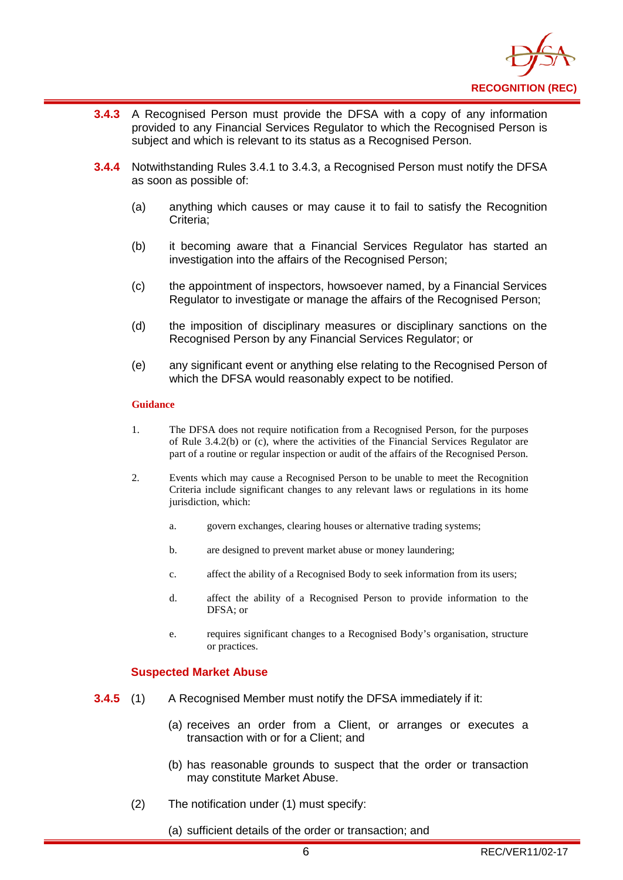**3.4.3** A Recognised Person must provide the DFSA with a copy of any information provided to any Financial Services Regulator to which the Recognised Person is subject and which is relevant to its status as a Recognised Person.

**3.4.4** Notwithstanding Rules 3.4.1 to 3.4.3, a Recognised Person must notify the DFSA as soon as possible of:

(a) anything which causes or may cause it to fail to satisfy the Recognition Criteria;

(b) it becoming aware that a Financial Services Regulator has started an investigation into the affairs of the Recognised Person;

(c) the appointment of inspectors, howsoever named, by a Financial Services Regulator to investigate or manage the affairs of the Recognised Person;

(d) the imposition of disciplinary measures or disciplinary sanctions on the Recognised Person by any Financial Services Regulator; or

(e) any significant event or anything else relating to the Recognised Person of which the DFSA would reasonably expect to be notified.

**Guidance**

1. The DFSA does not require notification from a Recognised Person, for the purposes of Rule 3.4.2(b) or (c), where the activities of the Financial Services Regulator are part of a routine or regular inspection or audit of the affairs of the Recognised Person.

2. Events which may cause a Recognised Person to be unable to meet the Recognition Criteria include significant changes to any relevant laws or regulations in its home jurisdiction, which:

   a. govern exchanges, clearing houses or alternative trading systems;

   b. are designed to prevent market abuse or money laundering;

   c. affect the ability of a Recognised Body to seek information from its users;

   d. affect the ability of a Recognised Person to provide information to the DFSA; or

   e. requires significant changes to a Recognised Body's organisation, structure or practices.

### Suspected Market Abuse

**3.4.5** (1) A Recognised Member must notify the DFSA immediately if it:

(a) receives an order from a Client, or arranges or executes a transaction with or for a Client; and

(b) has reasonable grounds to suspect that the order or transaction may constitute Market Abuse.

(2) The notification under (1) must specify:

(a) sufficient details of the order or transaction; and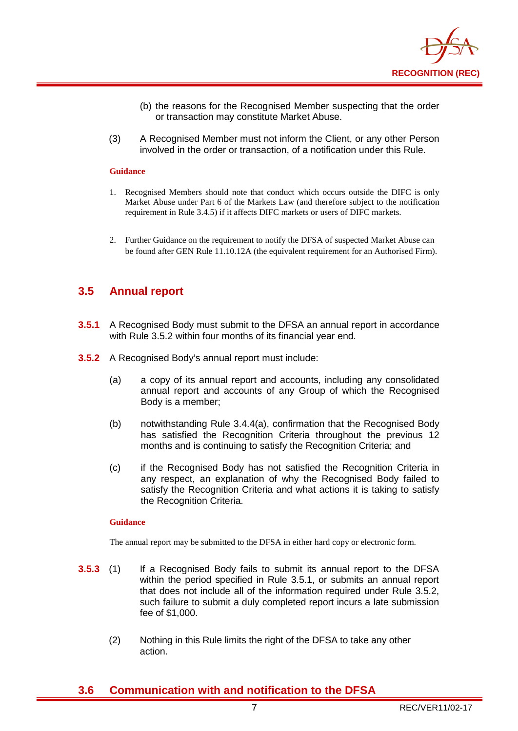(b) the reasons for the Recognised Member suspecting that the order or transaction may constitute Market Abuse.

(3) A Recognised Member must not inform the Client, or any other Person involved in the order or transaction, of a notification under this Rule.

**Guidance**

1. Recognised Members should note that conduct which occurs outside the DIFC is only Market Abuse under Part 6 of the Markets Law (and therefore subject to the notification requirement in Rule 3.4.5) if it affects DIFC markets or users of DIFC markets.

2. Further Guidance on the requirement to notify the DFSA of suspected Market Abuse can be found after GEN Rule 11.10.12A (the equivalent requirement for an Authorised Firm).

## 3.5 Annual report

**3.5.1** A Recognised Body must submit to the DFSA an annual report in accordance with Rule 3.5.2 within four months of its financial year end.

**3.5.2** A Recognised Body's annual report must include:

(a) a copy of its annual report and accounts, including any consolidated annual report and accounts of any Group of which the Recognised Body is a member;

(b) notwithstanding Rule 3.4.4(a), confirmation that the Recognised Body has satisfied the Recognition Criteria throughout the previous 12 months and is continuing to satisfy the Recognition Criteria; and

(c) if the Recognised Body has not satisfied the Recognition Criteria in any respect, an explanation of why the Recognised Body failed to satisfy the Recognition Criteria and what actions it is taking to satisfy the Recognition Criteria.

**Guidance**

The annual report may be submitted to the DFSA in either hard copy or electronic form.

**3.5.3** (1) If a Recognised Body fails to submit its annual report to the DFSA within the period specified in Rule 3.5.1, or submits an annual report that does not include all of the information required under Rule 3.5.2, such failure to submit a duly completed report incurs a late submission fee of $1,000.

(2) Nothing in this Rule limits the right of the DFSA to take any other action.

## 3.6 Communication with and notification to the DFSA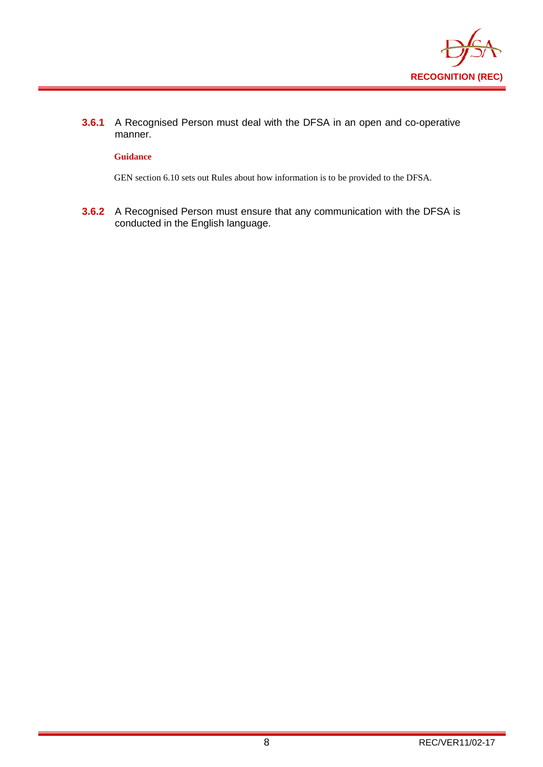**3.6.1** A Recognised Person must deal with the DFSA in an open and co-operative manner.

**Guidance**

GEN section 6.10 sets out Rules about how information is to be provided to the DFSA.

**3.6.2** A Recognised Person must ensure that any communication with the DFSA is conducted in the English language.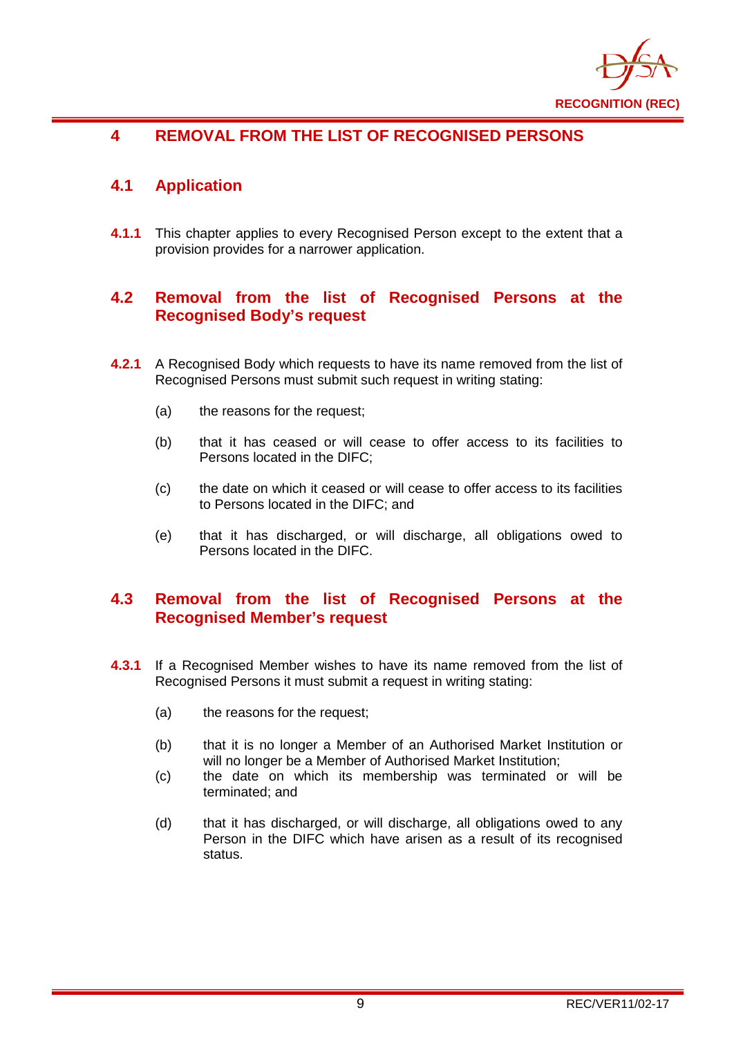# 4 REMOVAL FROM THE LIST OF RECOGNISED PERSONS

## 4.1 Application

**4.1.1** This chapter applies to every Recognised Person except to the extent that a provision provides for a narrower application.

## 4.2 Removal from the list of Recognised Persons at the Recognised Body's request

**4.2.1** A Recognised Body which requests to have its name removed from the list of Recognised Persons must submit such request in writing stating:

(a) the reasons for the request;

(b) that it has ceased or will cease to offer access to its facilities to Persons located in the DIFC;

(c) the date on which it ceased or will cease to offer access to its facilities to Persons located in the DIFC; and

(e) that it has discharged, or will discharge, all obligations owed to Persons located in the DIFC.

## 4.3 Removal from the list of Recognised Persons at the Recognised Member's request

**4.3.1** If a Recognised Member wishes to have its name removed from the list of Recognised Persons it must submit a request in writing stating:

(a) the reasons for the request;

(b) that it is no longer a Member of an Authorised Market Institution or will no longer be a Member of Authorised Market Institution;

(c) the date on which its membership was terminated or will be terminated; and

(d) that it has discharged, or will discharge, all obligations owed to any Person in the DIFC which have arisen as a result of its recognised status.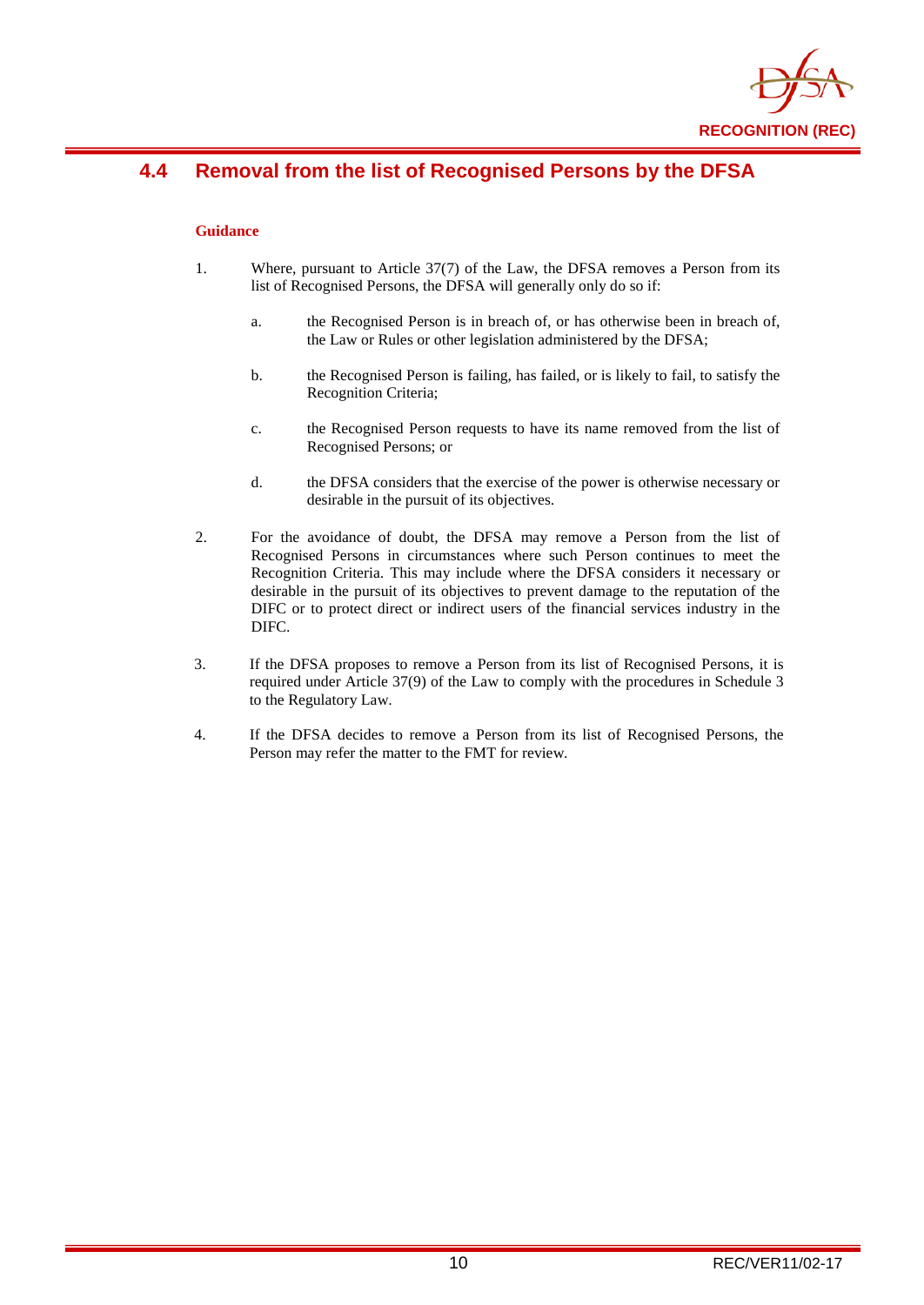## 4.4 Removal from the list of Recognised Persons by the DFSA

**Guidance**

1. Where, pursuant to Article 37(7) of the Law, the DFSA removes a Person from its list of Recognised Persons, the DFSA will generally only do so if:

   a. the Recognised Person is in breach of, or has otherwise been in breach of, the Law or Rules or other legislation administered by the DFSA;

   b. the Recognised Person is failing, has failed, or is likely to fail, to satisfy the Recognition Criteria;

   c. the Recognised Person requests to have its name removed from the list of Recognised Persons; or

   d. the DFSA considers that the exercise of the power is otherwise necessary or desirable in the pursuit of its objectives.

2. For the avoidance of doubt, the DFSA may remove a Person from the list of Recognised Persons in circumstances where such Person continues to meet the Recognition Criteria. This may include where the DFSA considers it necessary or desirable in the pursuit of its objectives to prevent damage to the reputation of the DIFC or to protect direct or indirect users of the financial services industry in the DIFC.

3. If the DFSA proposes to remove a Person from its list of Recognised Persons, it is required under Article 37(9) of the Law to comply with the procedures in Schedule 3 to the Regulatory Law.

4. If the DFSA decides to remove a Person from its list of Recognised Persons, the Person may refer the matter to the FMT for review.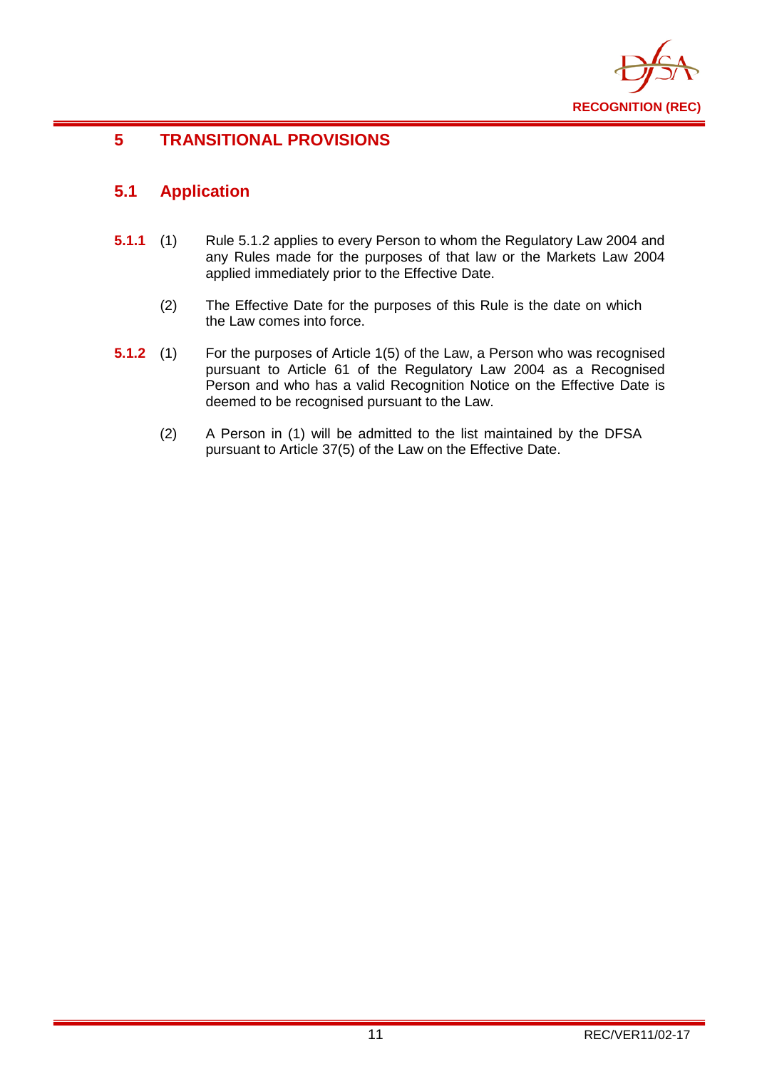# 5 TRANSITIONAL PROVISIONS

## 5.1 Application

**5.1.1** (1) Rule 5.1.2 applies to every Person to whom the Regulatory Law 2004 and any Rules made for the purposes of that law or the Markets Law 2004 applied immediately prior to the Effective Date.

(2) The Effective Date for the purposes of this Rule is the date on which the Law comes into force.

**5.1.2** (1) For the purposes of Article 1(5) of the Law, a Person who was recognised pursuant to Article 61 of the Regulatory Law 2004 as a Recognised Person and who has a valid Recognition Notice on the Effective Date is deemed to be recognised pursuant to the Law.

(2) A Person in (1) will be admitted to the list maintained by the DFSA pursuant to Article 37(5) of the Law on the Effective Date.